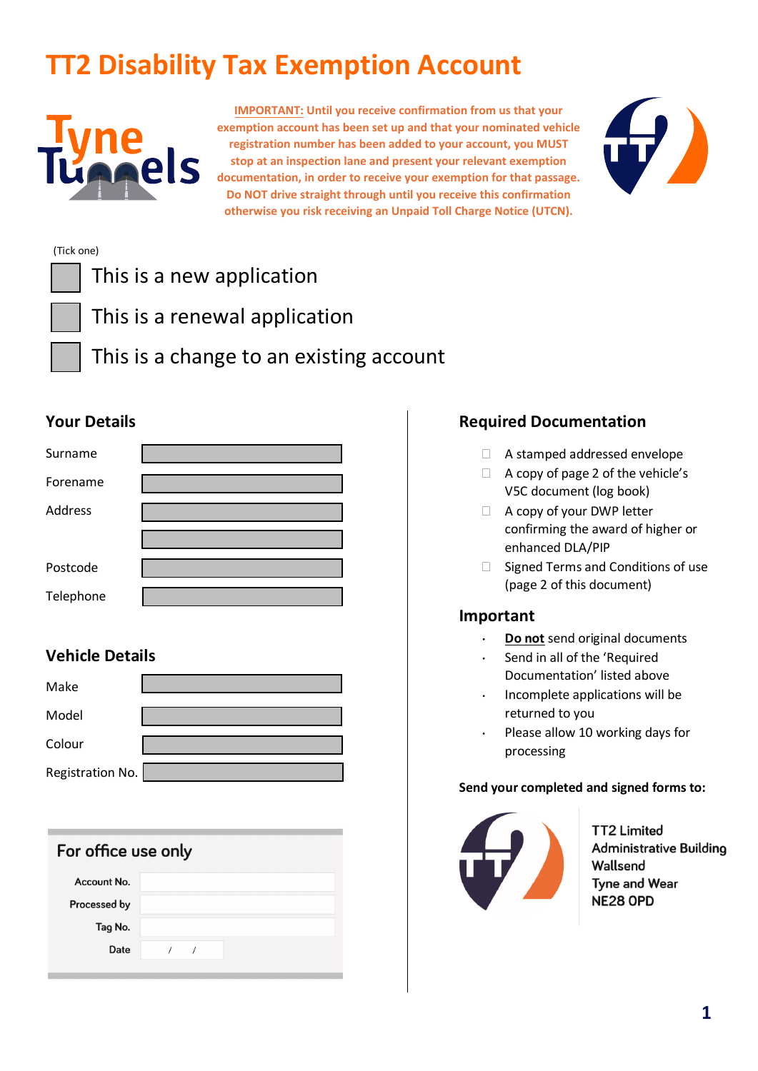# TT2 Disability Tax Exemption Account

**IMPORTANT: Until you receive confirmation from us that your exemption account has been set up and that your nominated vehicle registration number has been added to your account, you MUST stop at an inspection lane and present your relevant exemption documentation, in order to receive your exemption for that passage. Do NOT drive straight through until you receive this confirmation otherwise you risk receiving an Unpaid Toll Charge Notice (UTCN).**

(Tick one)

- ☐ This is a new application
- ☐ This is a renewal application
- ☐ This is a change to an existing account

## Your Details

| | |
|---|---|
| Surname | |
| Forename | |
| Address | |
| | |
| Postcode | |
| Telephone | |

## Vehicle Details

| | |
|---|---|
| Make | |
| Model | |
| Colour | |
| Registration No. | |

### For office use only

| | |
|---|---|
| Account No. | |
| Processed by | |
| Tag No. | |
| Date | / / |

## Required Documentation

- ☐ A stamped addressed envelope
- ☐ A copy of page 2 of the vehicle's V5C document (log book)
- ☐ A copy of your DWP letter confirming the award of higher or enhanced DLA/PIP
- ☐ Signed Terms and Conditions of use (page 2 of this document)

## Important

- **Do not** send original documents
- Send in all of the 'Required Documentation' listed above
- Incomplete applications will be returned to you
- Please allow 10 working days for processing

**Send your completed and signed forms to:**

TT2 Limited
Administrative Building
Wallsend
Tyne and Wear
NE28 0PD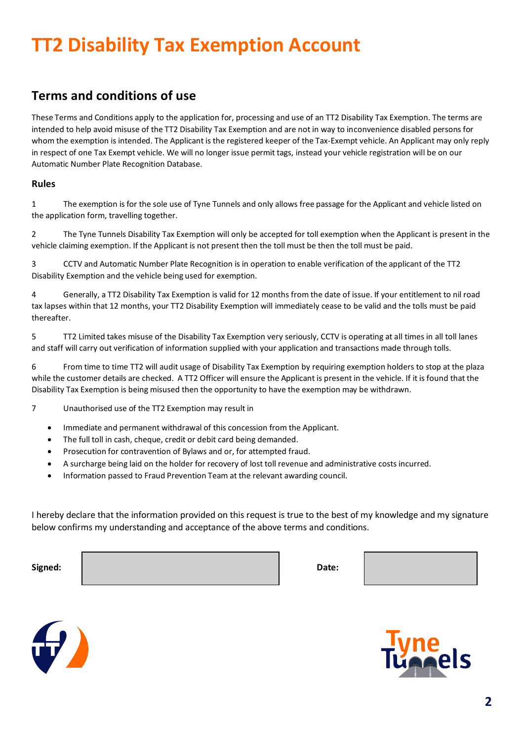# TT2 Disability Tax Exemption Account

## Terms and conditions of use

These Terms and Conditions apply to the application for, processing and use of an TT2 Disability Tax Exemption. The terms are intended to help avoid misuse of the TT2 Disability Tax Exemption and are not in way to inconvenience disabled persons for whom the exemption is intended. The Applicant is the registered keeper of the Tax-Exempt vehicle. An Applicant may only reply in respect of one Tax Exempt vehicle. We will no longer issue permit tags, instead your vehicle registration will be on our Automatic Number Plate Recognition Database.

### Rules

1 The exemption is for the sole use of Tyne Tunnels and only allows free passage for the Applicant and vehicle listed on the application form, travelling together.

2 The Tyne Tunnels Disability Tax Exemption will only be accepted for toll exemption when the Applicant is present in the vehicle claiming exemption. If the Applicant is not present then the toll must be then the toll must be paid.

3 CCTV and Automatic Number Plate Recognition is in operation to enable verification of the applicant of the TT2 Disability Exemption and the vehicle being used for exemption.

4 Generally, a TT2 Disability Tax Exemption is valid for 12 months from the date of issue. If your entitlement to nil road tax lapses within that 12 months, your TT2 Disability Exemption will immediately cease to be valid and the tolls must be paid thereafter.

5 TT2 Limited takes misuse of the Disability Tax Exemption very seriously, CCTV is operating at all times in all toll lanes and staff will carry out verification of information supplied with your application and transactions made through tolls.

6 From time to time TT2 will audit usage of Disability Tax Exemption by requiring exemption holders to stop at the plaza while the customer details are checked. A TT2 Officer will ensure the Applicant is present in the vehicle. If it is found that the Disability Tax Exemption is being misused then the opportunity to have the exemption may be withdrawn.

7 Unauthorised use of the TT2 Exemption may result in

- Immediate and permanent withdrawal of this concession from the Applicant.
- The full toll in cash, cheque, credit or debit card being demanded.
- Prosecution for contravention of Bylaws and or, for attempted fraud.
- A surcharge being laid on the holder for recovery of lost toll revenue and administrative costs incurred.
- Information passed to Fraud Prevention Team at the relevant awarding council.

I hereby declare that the information provided on this request is true to the best of my knowledge and my signature below confirms my understanding and acceptance of the above terms and conditions.

**Signed:** ______________________ **Date:** ______________